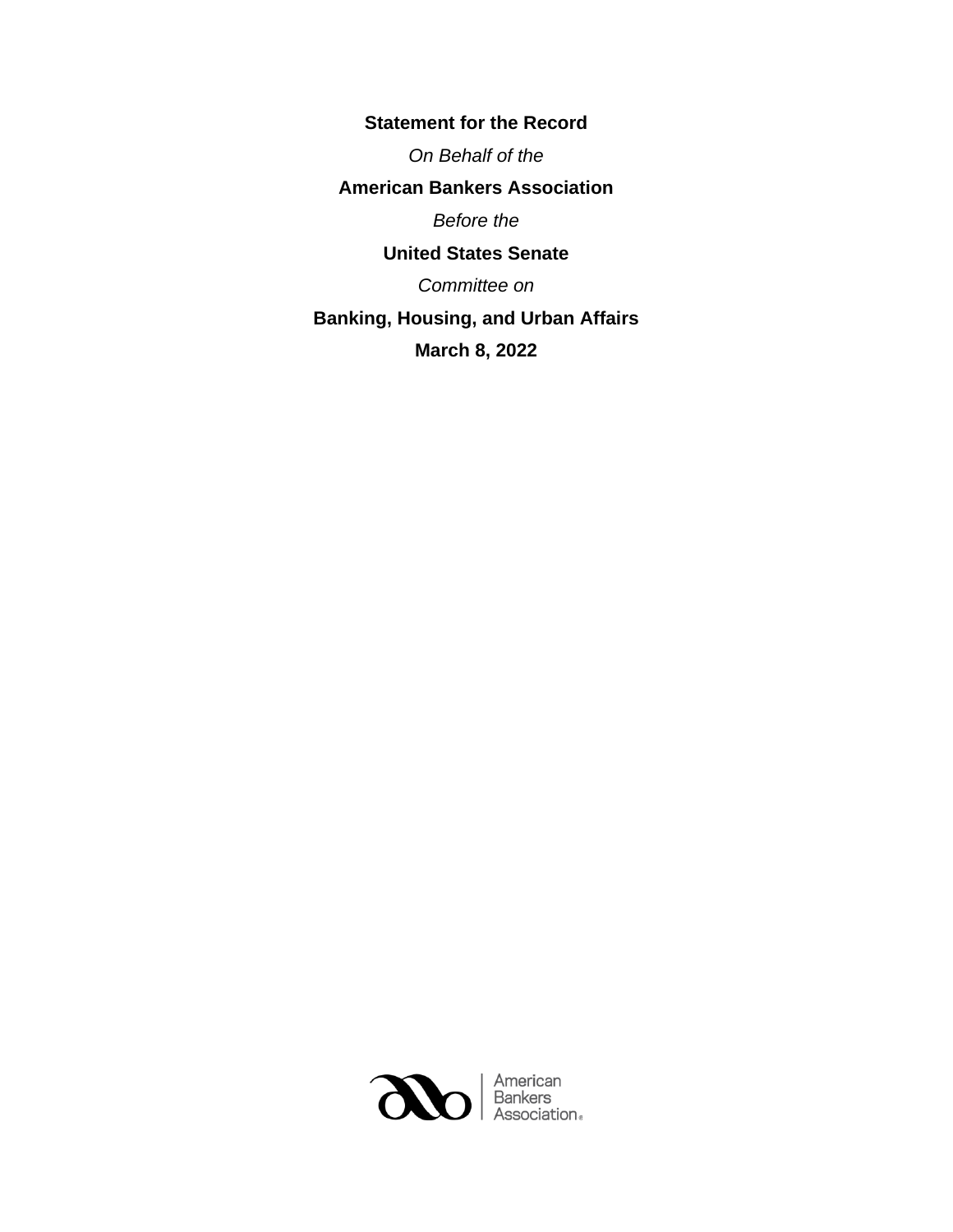**Statement for the Record**

*On Behalf of the*

**American Bankers Association**

*Before the*

**United States Senate**

*Committee on*

**Banking, Housing, and Urban Affairs**

**March 8, 2022**

American Bankers Association®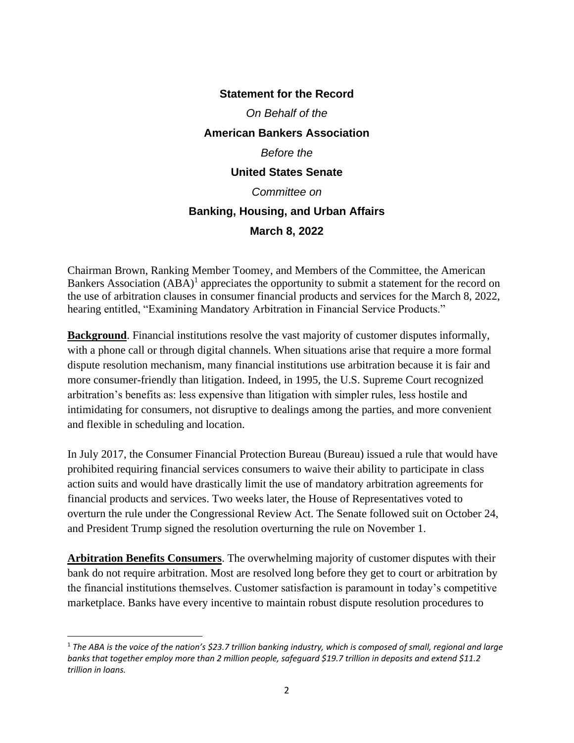**Statement for the Record**

*On Behalf of the*

**American Bankers Association**

*Before the*

**United States Senate**

*Committee on*

**Banking, Housing, and Urban Affairs**

**March 8, 2022**

Chairman Brown, Ranking Member Toomey, and Members of the Committee, the American Bankers Association (ABA)[1] appreciates the opportunity to submit a statement for the record on the use of arbitration clauses in consumer financial products and services for the March 8, 2022, hearing entitled, "Examining Mandatory Arbitration in Financial Service Products."

**Background**. Financial institutions resolve the vast majority of customer disputes informally, with a phone call or through digital channels. When situations arise that require a more formal dispute resolution mechanism, many financial institutions use arbitration because it is fair and more consumer-friendly than litigation. Indeed, in 1995, the U.S. Supreme Court recognized arbitration's benefits as: less expensive than litigation with simpler rules, less hostile and intimidating for consumers, not disruptive to dealings among the parties, and more convenient and flexible in scheduling and location.

In July 2017, the Consumer Financial Protection Bureau (Bureau) issued a rule that would have prohibited requiring financial services consumers to waive their ability to participate in class action suits and would have drastically limit the use of mandatory arbitration agreements for financial products and services. Two weeks later, the House of Representatives voted to overturn the rule under the Congressional Review Act. The Senate followed suit on October 24, and President Trump signed the resolution overturning the rule on November 1.

**Arbitration Benefits Consumers**. The overwhelming majority of customer disputes with their bank do not require arbitration. Most are resolved long before they get to court or arbitration by the financial institutions themselves. Customer satisfaction is paramount in today's competitive marketplace. Banks have every incentive to maintain robust dispute resolution procedures to

---

[1] *The ABA is the voice of the nation's $23.7 trillion banking industry, which is composed of small, regional and large banks that together employ more than 2 million people, safeguard $19.7 trillion in deposits and extend $11.2 trillion in loans.*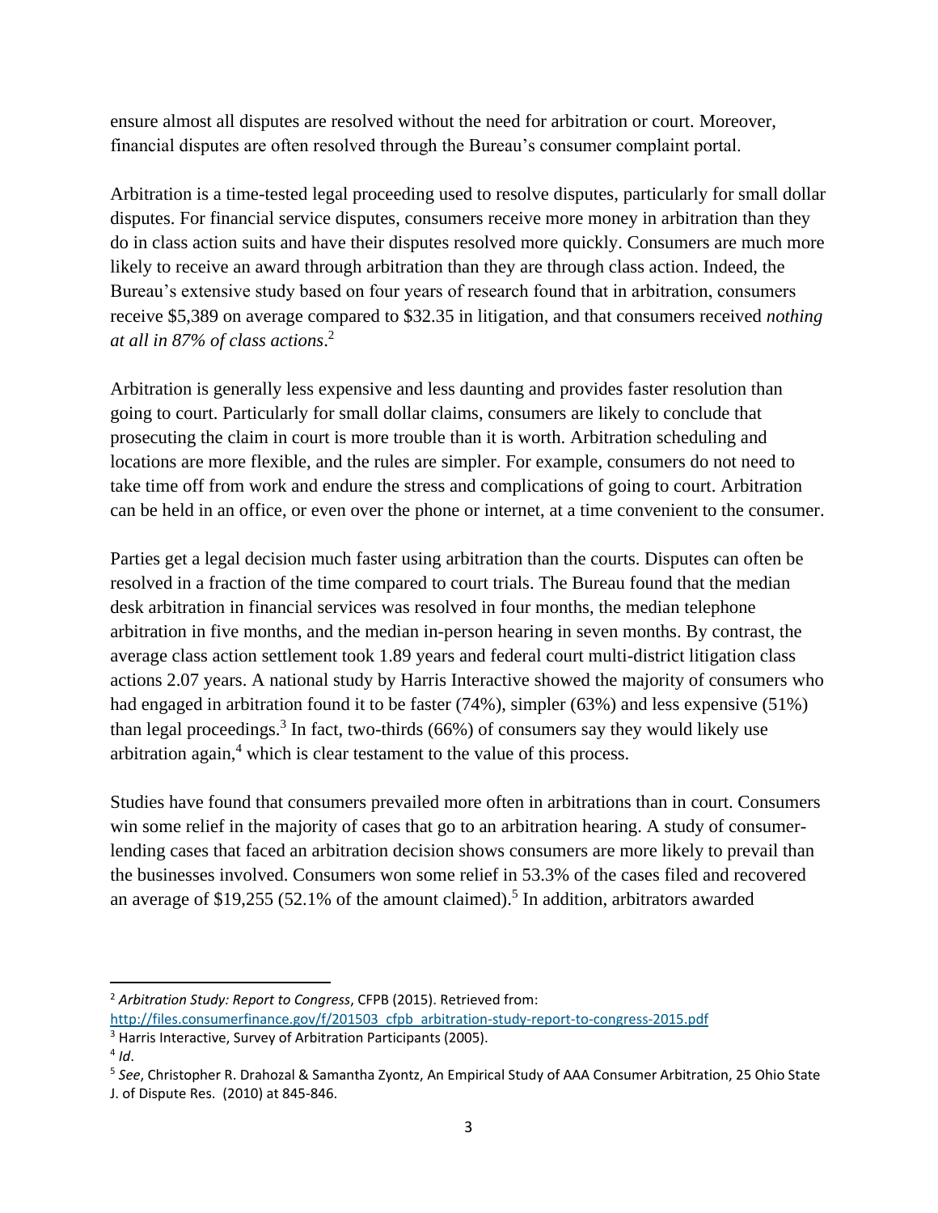ensure almost all disputes are resolved without the need for arbitration or court. Moreover, financial disputes are often resolved through the Bureau's consumer complaint portal.

Arbitration is a time-tested legal proceeding used to resolve disputes, particularly for small dollar disputes. For financial service disputes, consumers receive more money in arbitration than they do in class action suits and have their disputes resolved more quickly. Consumers are much more likely to receive an award through arbitration than they are through class action. Indeed, the Bureau's extensive study based on four years of research found that in arbitration, consumers receive $5,389 on average compared to $32.35 in litigation, and that consumers received *nothing at all in 87% of class actions*.[2]

Arbitration is generally less expensive and less daunting and provides faster resolution than going to court. Particularly for small dollar claims, consumers are likely to conclude that prosecuting the claim in court is more trouble than it is worth. Arbitration scheduling and locations are more flexible, and the rules are simpler. For example, consumers do not need to take time off from work and endure the stress and complications of going to court. Arbitration can be held in an office, or even over the phone or internet, at a time convenient to the consumer.

Parties get a legal decision much faster using arbitration than the courts. Disputes can often be resolved in a fraction of the time compared to court trials. The Bureau found that the median desk arbitration in financial services was resolved in four months, the median telephone arbitration in five months, and the median in-person hearing in seven months. By contrast, the average class action settlement took 1.89 years and federal court multi-district litigation class actions 2.07 years. A national study by Harris Interactive showed the majority of consumers who had engaged in arbitration found it to be faster (74%), simpler (63%) and less expensive (51%) than legal proceedings.[3] In fact, two-thirds (66%) of consumers say they would likely use arbitration again,[4] which is clear testament to the value of this process.

Studies have found that consumers prevailed more often in arbitrations than in court. Consumers win some relief in the majority of cases that go to an arbitration hearing. A study of consumer-lending cases that faced an arbitration decision shows consumers are more likely to prevail than the businesses involved. Consumers won some relief in 53.3% of the cases filed and recovered an average of $19,255 (52.1% of the amount claimed).[5] In addition, arbitrators awarded

---

[2] *Arbitration Study: Report to Congress*, CFPB (2015). Retrieved from: http://files.consumerfinance.gov/f/201503_cfpb_arbitration-study-report-to-congress-2015.pdf

[3] Harris Interactive, Survey of Arbitration Participants (2005).

[4] *Id*.

[5] *See*, Christopher R. Drahozal & Samantha Zyontz, An Empirical Study of AAA Consumer Arbitration, 25 Ohio State J. of Dispute Res. (2010) at 845-846.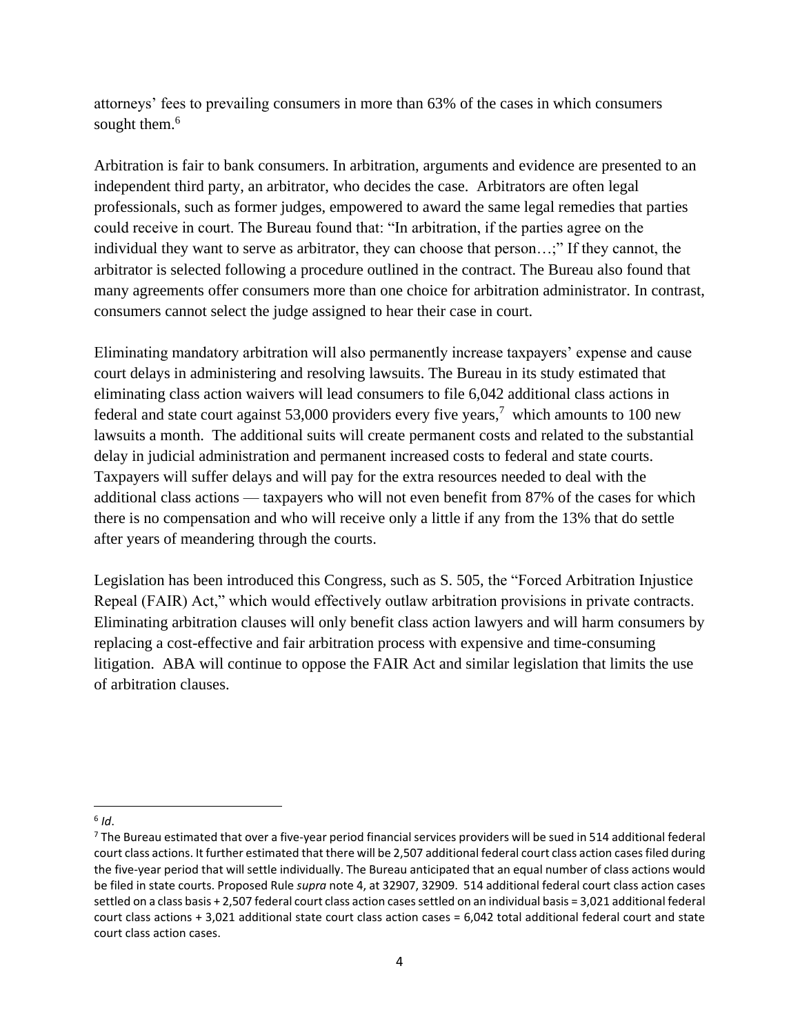attorneys' fees to prevailing consumers in more than 63% of the cases in which consumers sought them.[6]

Arbitration is fair to bank consumers. In arbitration, arguments and evidence are presented to an independent third party, an arbitrator, who decides the case. Arbitrators are often legal professionals, such as former judges, empowered to award the same legal remedies that parties could receive in court. The Bureau found that: "In arbitration, if the parties agree on the individual they want to serve as arbitrator, they can choose that person…;" If they cannot, the arbitrator is selected following a procedure outlined in the contract. The Bureau also found that many agreements offer consumers more than one choice for arbitration administrator. In contrast, consumers cannot select the judge assigned to hear their case in court.

Eliminating mandatory arbitration will also permanently increase taxpayers' expense and cause court delays in administering and resolving lawsuits. The Bureau in its study estimated that eliminating class action waivers will lead consumers to file 6,042 additional class actions in federal and state court against 53,000 providers every five years,[7] which amounts to 100 new lawsuits a month. The additional suits will create permanent costs and related to the substantial delay in judicial administration and permanent increased costs to federal and state courts. Taxpayers will suffer delays and will pay for the extra resources needed to deal with the additional class actions — taxpayers who will not even benefit from 87% of the cases for which there is no compensation and who will receive only a little if any from the 13% that do settle after years of meandering through the courts.

Legislation has been introduced this Congress, such as S. 505, the "Forced Arbitration Injustice Repeal (FAIR) Act," which would effectively outlaw arbitration provisions in private contracts. Eliminating arbitration clauses will only benefit class action lawyers and will harm consumers by replacing a cost-effective and fair arbitration process with expensive and time-consuming litigation. ABA will continue to oppose the FAIR Act and similar legislation that limits the use of arbitration clauses.

---

[6] *Id*.

[7] The Bureau estimated that over a five-year period financial services providers will be sued in 514 additional federal court class actions. It further estimated that there will be 2,507 additional federal court class action cases filed during the five-year period that will settle individually. The Bureau anticipated that an equal number of class actions would be filed in state courts. Proposed Rule *supra* note 4, at 32907, 32909. 514 additional federal court class action cases settled on a class basis + 2,507 federal court class action cases settled on an individual basis = 3,021 additional federal court class actions + 3,021 additional state court class action cases = 6,042 total additional federal court and state court class action cases.